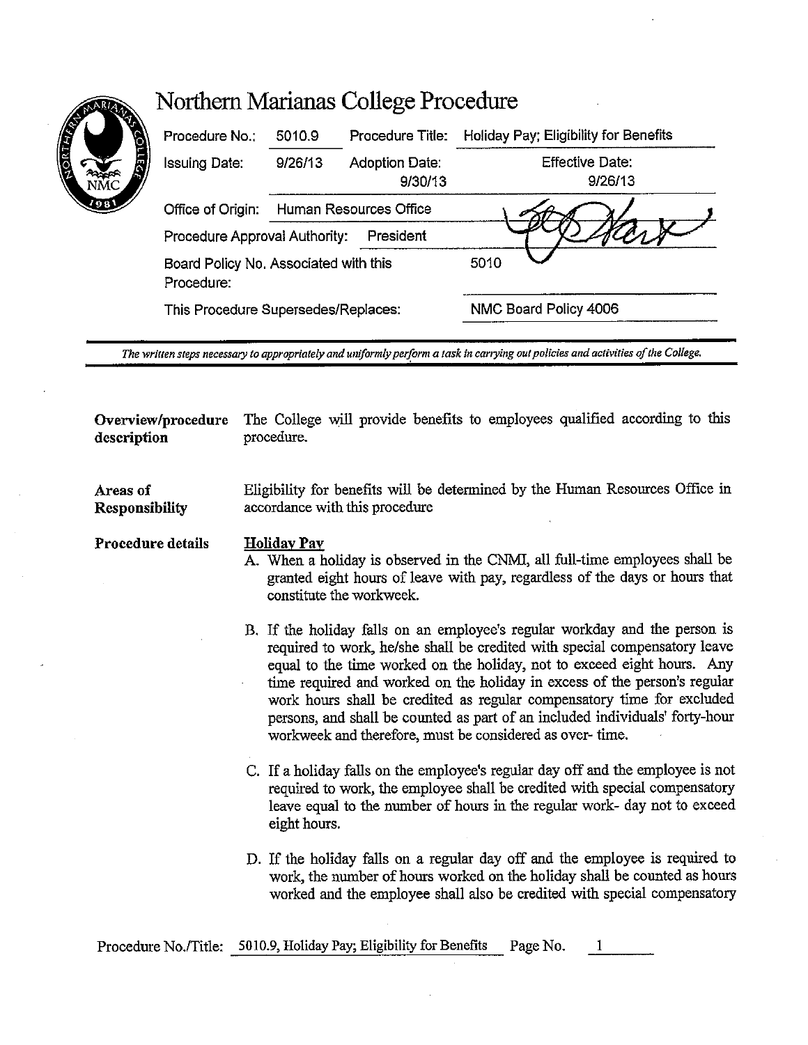# Northern Marianas College Procedure

| | | | |
|---|---|---|---|
| Procedure No.: | 5010.9 | Procedure Title: | Holiday Pay; Eligibility for Benefits |
| Issuing Date: | 9/26/13 | Adoption Date: 9/30/13 | Effective Date: 9/26/13 |
| Office of Origin: | Human Resources Office | | |
| Procedure Approval Authority: | President | | |
| Board Policy No. Associated with this Procedure: | | | 5010 |
| This Procedure Supersedes/Replaces: | | | NMC Board Policy 4006 |

*The written steps necessary to appropriately and uniformly perform a task in carrying out policies and activities of the College.*

**Overview/procedure description**

The College will provide benefits to employees qualified according to this procedure.

**Areas of Responsibility**

Eligibility for benefits will be determined by the Human Resources Office in accordance with this procedure

**Procedure details**

**Holiday Pay**

A. When a holiday is observed in the CNMI, all full-time employees shall be granted eight hours of leave with pay, regardless of the days or hours that constitute the workweek.

B. If the holiday falls on an employee's regular workday and the person is required to work, he/she shall be credited with special compensatory leave equal to the time worked on the holiday, not to exceed eight hours. Any time required and worked on the holiday in excess of the person's regular work hours shall be credited as regular compensatory time for excluded persons, and shall be counted as part of an included individuals' forty-hour workweek and therefore, must be considered as over- time.

C. If a holiday falls on the employee's regular day off and the employee is not required to work, the employee shall be credited with special compensatory leave equal to the number of hours in the regular work- day not to exceed eight hours.

D. If the holiday falls on a regular day off and the employee is required to work, the number of hours worked on the holiday shall be counted as hours worked and the employee shall also be credited with special compensatory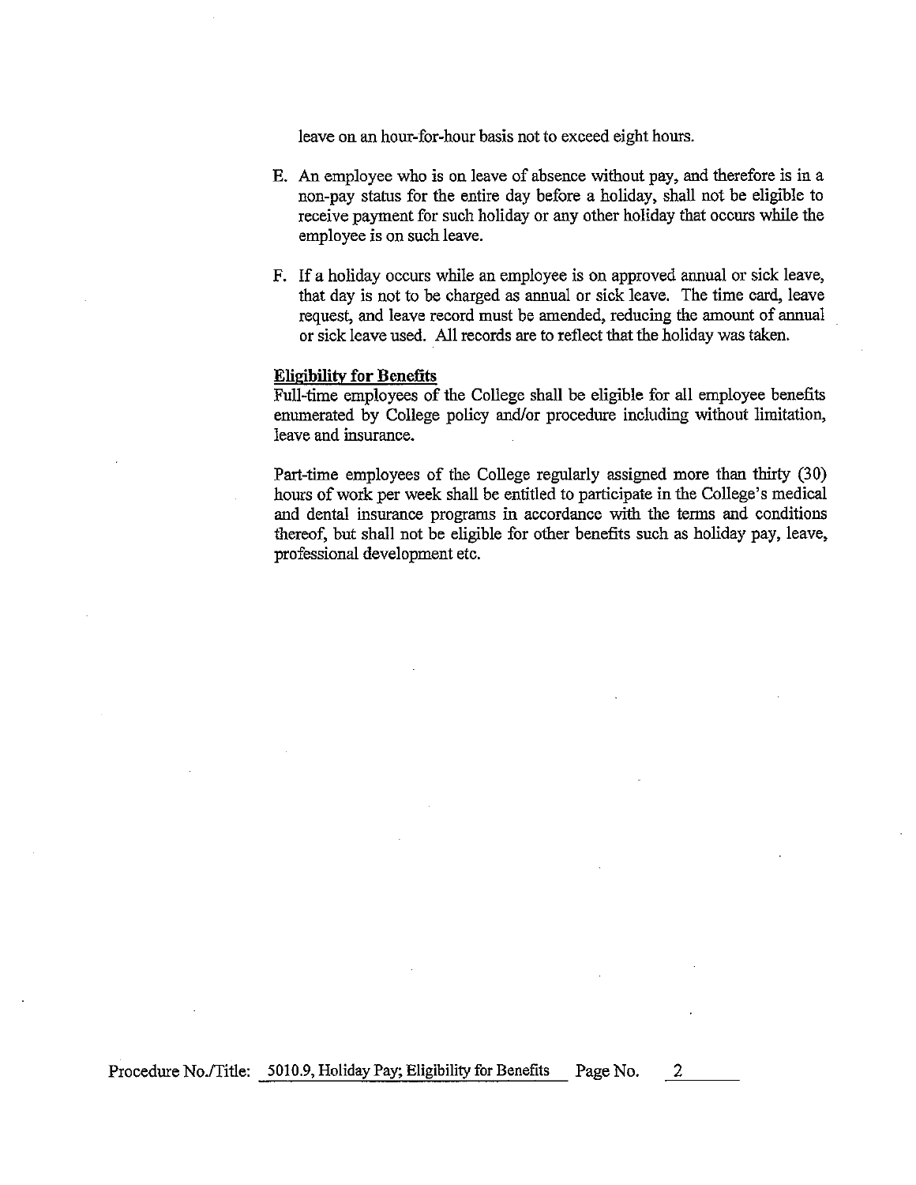leave on an hour-for-hour basis not to exceed eight hours.

E. An employee who is on leave of absence without pay, and therefore is in a non-pay status for the entire day before a holiday, shall not be eligible to receive payment for such holiday or any other holiday that occurs while the employee is on such leave.

F. If a holiday occurs while an employee is on approved annual or sick leave, that day is not to be charged as annual or sick leave. The time card, leave request, and leave record must be amended, reducing the amount of annual or sick leave used. All records are to reflect that the holiday was taken.

**Eligibility for Benefits**

Full-time employees of the College shall be eligible for all employee benefits enumerated by College policy and/or procedure including without limitation, leave and insurance.

Part-time employees of the College regularly assigned more than thirty (30) hours of work per week shall be entitled to participate in the College's medical and dental insurance programs in accordance with the terms and conditions thereof, but shall not be eligible for other benefits such as holiday pay, leave, professional development etc.

Procedure No./Title: 5010.9, Holiday Pay; Eligibility for Benefits